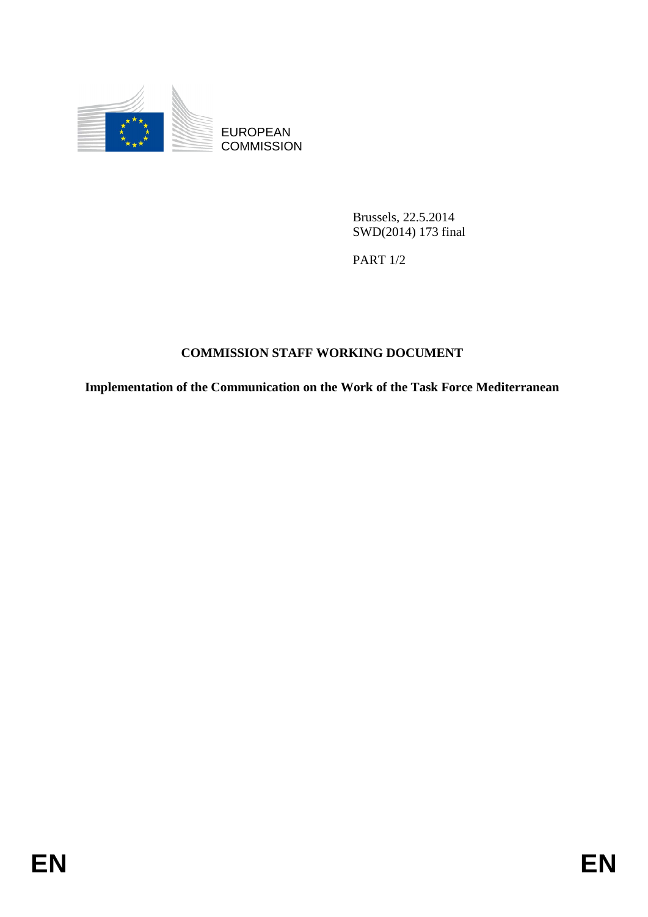EUROPEAN COMMISSION

Brussels, 22.5.2014
SWD(2014) 173 final

PART 1/2

# COMMISSION STAFF WORKING DOCUMENT

**Implementation of the Communication on the Work of the Task Force Mediterranean**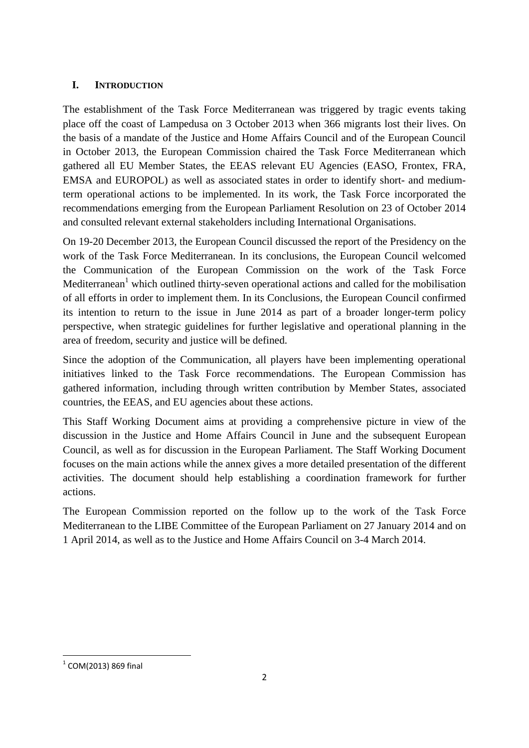## I. INTRODUCTION

The establishment of the Task Force Mediterranean was triggered by tragic events taking place off the coast of Lampedusa on 3 October 2013 when 366 migrants lost their lives. On the basis of a mandate of the Justice and Home Affairs Council and of the European Council in October 2013, the European Commission chaired the Task Force Mediterranean which gathered all EU Member States, the EEAS relevant EU Agencies (EASO, Frontex, FRA, EMSA and EUROPOL) as well as associated states in order to identify short- and medium-term operational actions to be implemented. In its work, the Task Force incorporated the recommendations emerging from the European Parliament Resolution on 23 of October 2014 and consulted relevant external stakeholders including International Organisations.

On 19-20 December 2013, the European Council discussed the report of the Presidency on the work of the Task Force Mediterranean. In its conclusions, the European Council welcomed the Communication of the European Commission on the work of the Task Force Mediterranean[1] which outlined thirty-seven operational actions and called for the mobilisation of all efforts in order to implement them. In its Conclusions, the European Council confirmed its intention to return to the issue in June 2014 as part of a broader longer-term policy perspective, when strategic guidelines for further legislative and operational planning in the area of freedom, security and justice will be defined.

Since the adoption of the Communication, all players have been implementing operational initiatives linked to the Task Force recommendations. The European Commission has gathered information, including through written contribution by Member States, associated countries, the EEAS, and EU agencies about these actions.

This Staff Working Document aims at providing a comprehensive picture in view of the discussion in the Justice and Home Affairs Council in June and the subsequent European Council, as well as for discussion in the European Parliament. The Staff Working Document focuses on the main actions while the annex gives a more detailed presentation of the different activities. The document should help establishing a coordination framework for further actions.

The European Commission reported on the follow up to the work of the Task Force Mediterranean to the LIBE Committee of the European Parliament on 27 January 2014 and on 1 April 2014, as well as to the Justice and Home Affairs Council on 3-4 March 2014.

---

[1] COM(2013) 869 final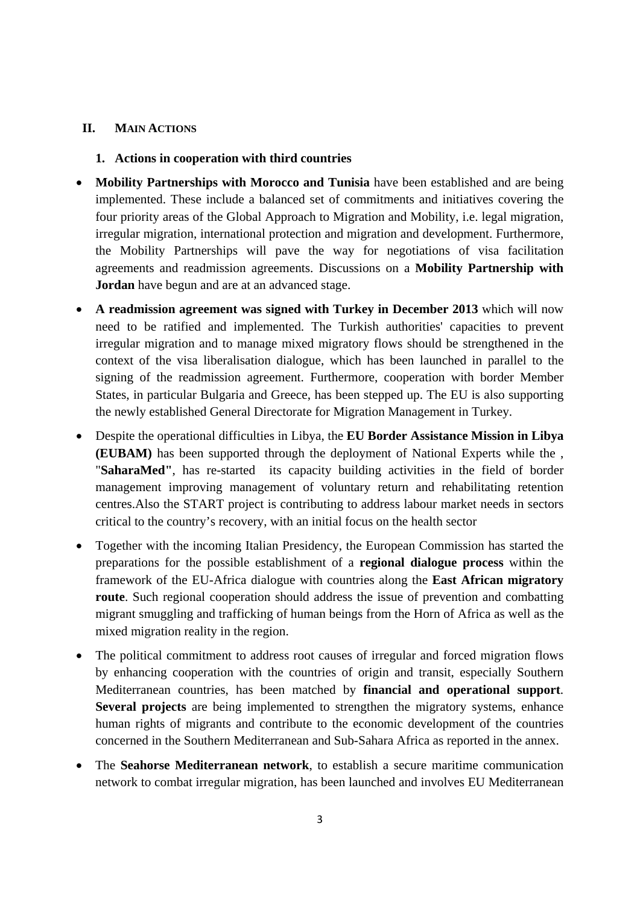## II. MAIN ACTIONS

### 1. Actions in cooperation with third countries

- **Mobility Partnerships with Morocco and Tunisia** have been established and are being implemented. These include a balanced set of commitments and initiatives covering the four priority areas of the Global Approach to Migration and Mobility, i.e. legal migration, irregular migration, international protection and migration and development. Furthermore, the Mobility Partnerships will pave the way for negotiations of visa facilitation agreements and readmission agreements. Discussions on a **Mobility Partnership with Jordan** have begun and are at an advanced stage.

- **A readmission agreement was signed with Turkey in December 2013** which will now need to be ratified and implemented. The Turkish authorities' capacities to prevent irregular migration and to manage mixed migratory flows should be strengthened in the context of the visa liberalisation dialogue, which has been launched in parallel to the signing of the readmission agreement. Furthermore, cooperation with border Member States, in particular Bulgaria and Greece, has been stepped up. The EU is also supporting the newly established General Directorate for Migration Management in Turkey.

- Despite the operational difficulties in Libya, the **EU Border Assistance Mission in Libya (EUBAM)** has been supported through the deployment of National Experts while the , "**SaharaMed"**, has re-started its capacity building activities in the field of border management improving management of voluntary return and rehabilitating retention centres.Also the START project is contributing to address labour market needs in sectors critical to the country's recovery, with an initial focus on the health sector

- Together with the incoming Italian Presidency, the European Commission has started the preparations for the possible establishment of a **regional dialogue process** within the framework of the EU-Africa dialogue with countries along the **East African migratory route**. Such regional cooperation should address the issue of prevention and combatting migrant smuggling and trafficking of human beings from the Horn of Africa as well as the mixed migration reality in the region.

- The political commitment to address root causes of irregular and forced migration flows by enhancing cooperation with the countries of origin and transit, especially Southern Mediterranean countries, has been matched by **financial and operational support**. **Several projects** are being implemented to strengthen the migratory systems, enhance human rights of migrants and contribute to the economic development of the countries concerned in the Southern Mediterranean and Sub-Sahara Africa as reported in the annex.

- The **Seahorse Mediterranean network**, to establish a secure maritime communication network to combat irregular migration, has been launched and involves EU Mediterranean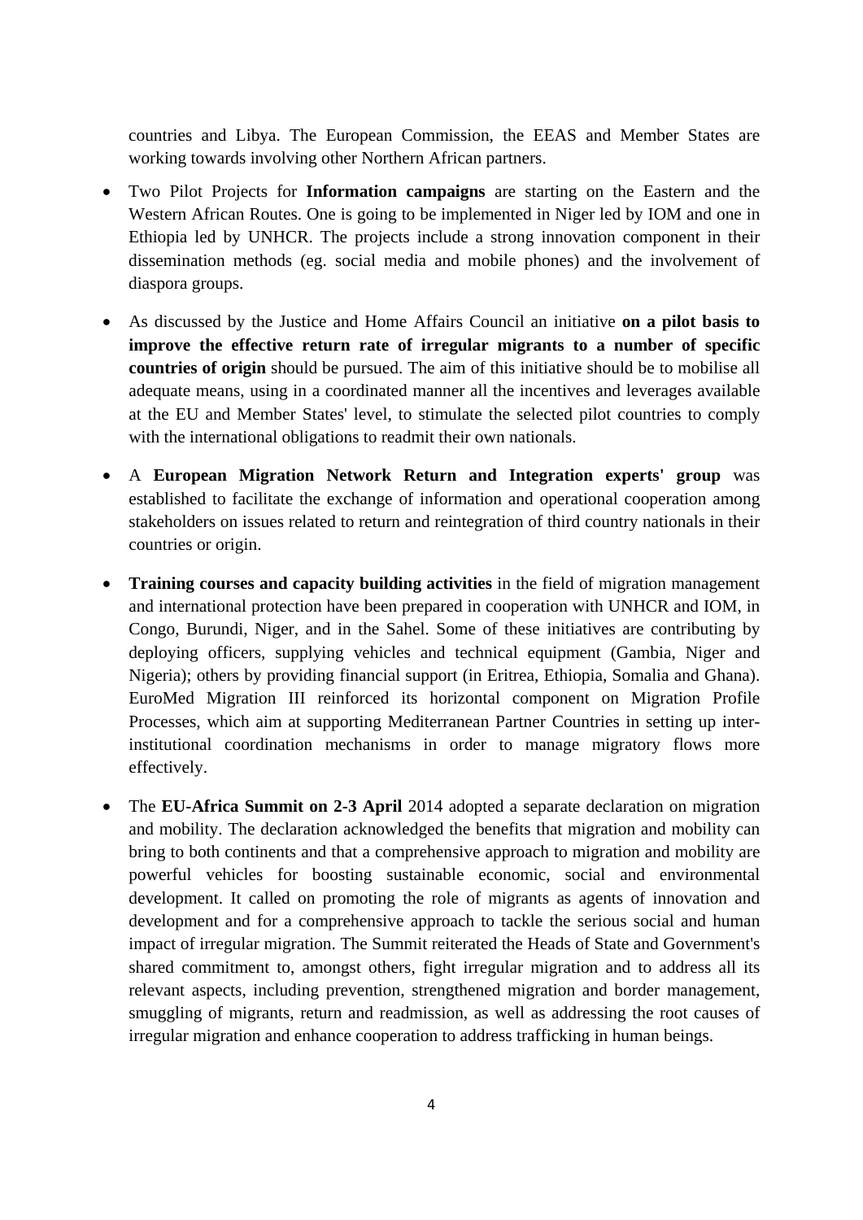countries and Libya. The European Commission, the EEAS and Member States are working towards involving other Northern African partners.

- Two Pilot Projects for **Information campaigns** are starting on the Eastern and the Western African Routes. One is going to be implemented in Niger led by IOM and one in Ethiopia led by UNHCR. The projects include a strong innovation component in their dissemination methods (eg. social media and mobile phones) and the involvement of diaspora groups.

- As discussed by the Justice and Home Affairs Council an initiative **on a pilot basis to improve the effective return rate of irregular migrants to a number of specific countries of origin** should be pursued. The aim of this initiative should be to mobilise all adequate means, using in a coordinated manner all the incentives and leverages available at the EU and Member States' level, to stimulate the selected pilot countries to comply with the international obligations to readmit their own nationals.

- A **European Migration Network Return and Integration experts' group** was established to facilitate the exchange of information and operational cooperation among stakeholders on issues related to return and reintegration of third country nationals in their countries or origin.

- **Training courses and capacity building activities** in the field of migration management and international protection have been prepared in cooperation with UNHCR and IOM, in Congo, Burundi, Niger, and in the Sahel. Some of these initiatives are contributing by deploying officers, supplying vehicles and technical equipment (Gambia, Niger and Nigeria); others by providing financial support (in Eritrea, Ethiopia, Somalia and Ghana). EuroMed Migration III reinforced its horizontal component on Migration Profile Processes, which aim at supporting Mediterranean Partner Countries in setting up inter-institutional coordination mechanisms in order to manage migratory flows more effectively.

- The **EU-Africa Summit on 2-3 April** 2014 adopted a separate declaration on migration and mobility. The declaration acknowledged the benefits that migration and mobility can bring to both continents and that a comprehensive approach to migration and mobility are powerful vehicles for boosting sustainable economic, social and environmental development. It called on promoting the role of migrants as agents of innovation and development and for a comprehensive approach to tackle the serious social and human impact of irregular migration. The Summit reiterated the Heads of State and Government's shared commitment to, amongst others, fight irregular migration and to address all its relevant aspects, including prevention, strengthened migration and border management, smuggling of migrants, return and readmission, as well as addressing the root causes of irregular migration and enhance cooperation to address trafficking in human beings.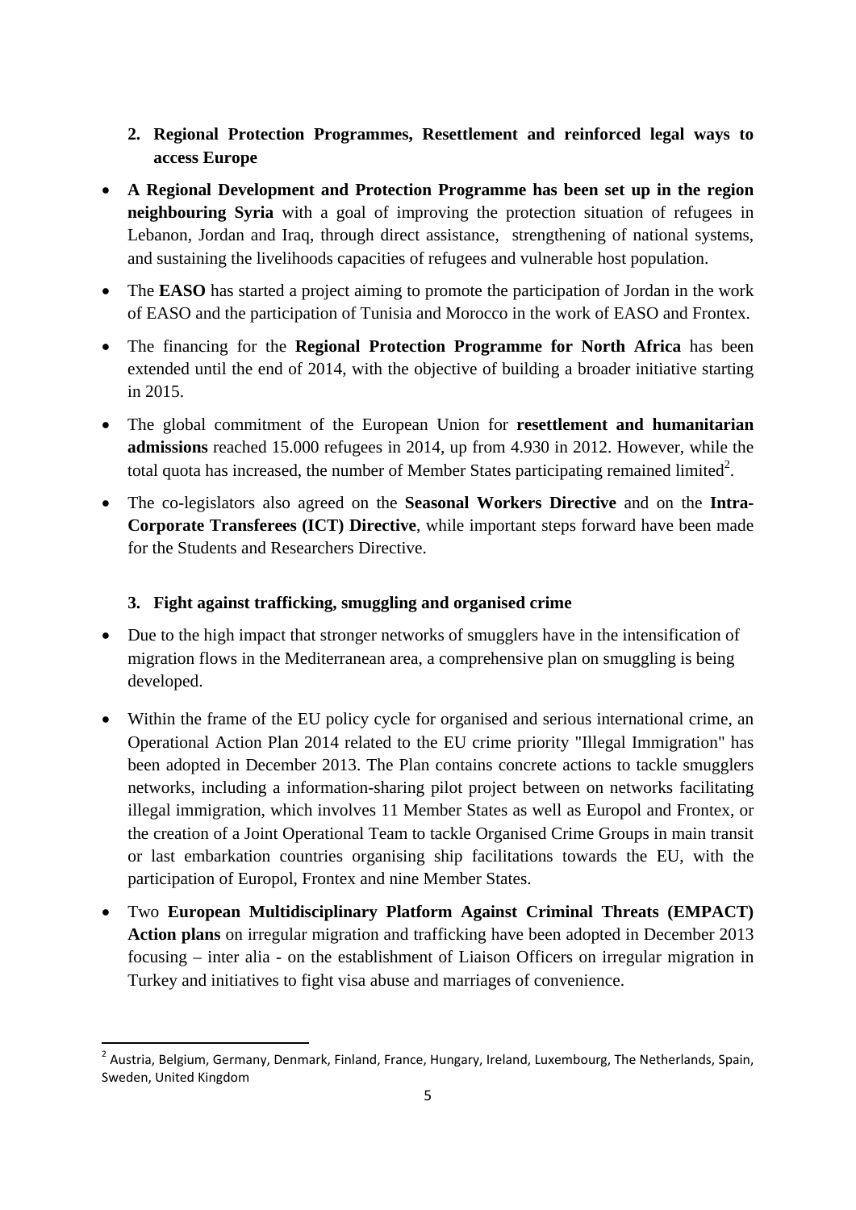## 2. Regional Protection Programmes, Resettlement and reinforced legal ways to access Europe

- **A Regional Development and Protection Programme has been set up in the region neighbouring Syria** with a goal of improving the protection situation of refugees in Lebanon, Jordan and Iraq, through direct assistance, strengthening of national systems, and sustaining the livelihoods capacities of refugees and vulnerable host population.
- The **EASO** has started a project aiming to promote the participation of Jordan in the work of EASO and the participation of Tunisia and Morocco in the work of EASO and Frontex.
- The financing for the **Regional Protection Programme for North Africa** has been extended until the end of 2014, with the objective of building a broader initiative starting in 2015.
- The global commitment of the European Union for **resettlement and humanitarian admissions** reached 15.000 refugees in 2014, up from 4.930 in 2012. However, while the total quota has increased, the number of Member States participating remained limited[2].
- The co-legislators also agreed on the **Seasonal Workers Directive** and on the **Intra-Corporate Transferees (ICT) Directive**, while important steps forward have been made for the Students and Researchers Directive.

## 3. Fight against trafficking, smuggling and organised crime

- Due to the high impact that stronger networks of smugglers have in the intensification of migration flows in the Mediterranean area, a comprehensive plan on smuggling is being developed.
- Within the frame of the EU policy cycle for organised and serious international crime, an Operational Action Plan 2014 related to the EU crime priority "Illegal Immigration" has been adopted in December 2013. The Plan contains concrete actions to tackle smugglers networks, including a information-sharing pilot project between on networks facilitating illegal immigration, which involves 11 Member States as well as Europol and Frontex, or the creation of a Joint Operational Team to tackle Organised Crime Groups in main transit or last embarkation countries organising ship facilitations towards the EU, with the participation of Europol, Frontex and nine Member States.
- Two **European Multidisciplinary Platform Against Criminal Threats (EMPACT) Action plans** on irregular migration and trafficking have been adopted in December 2013 focusing – inter alia - on the establishment of Liaison Officers on irregular migration in Turkey and initiatives to fight visa abuse and marriages of convenience.

---

[2] Austria, Belgium, Germany, Denmark, Finland, France, Hungary, Ireland, Luxembourg, The Netherlands, Spain, Sweden, United Kingdom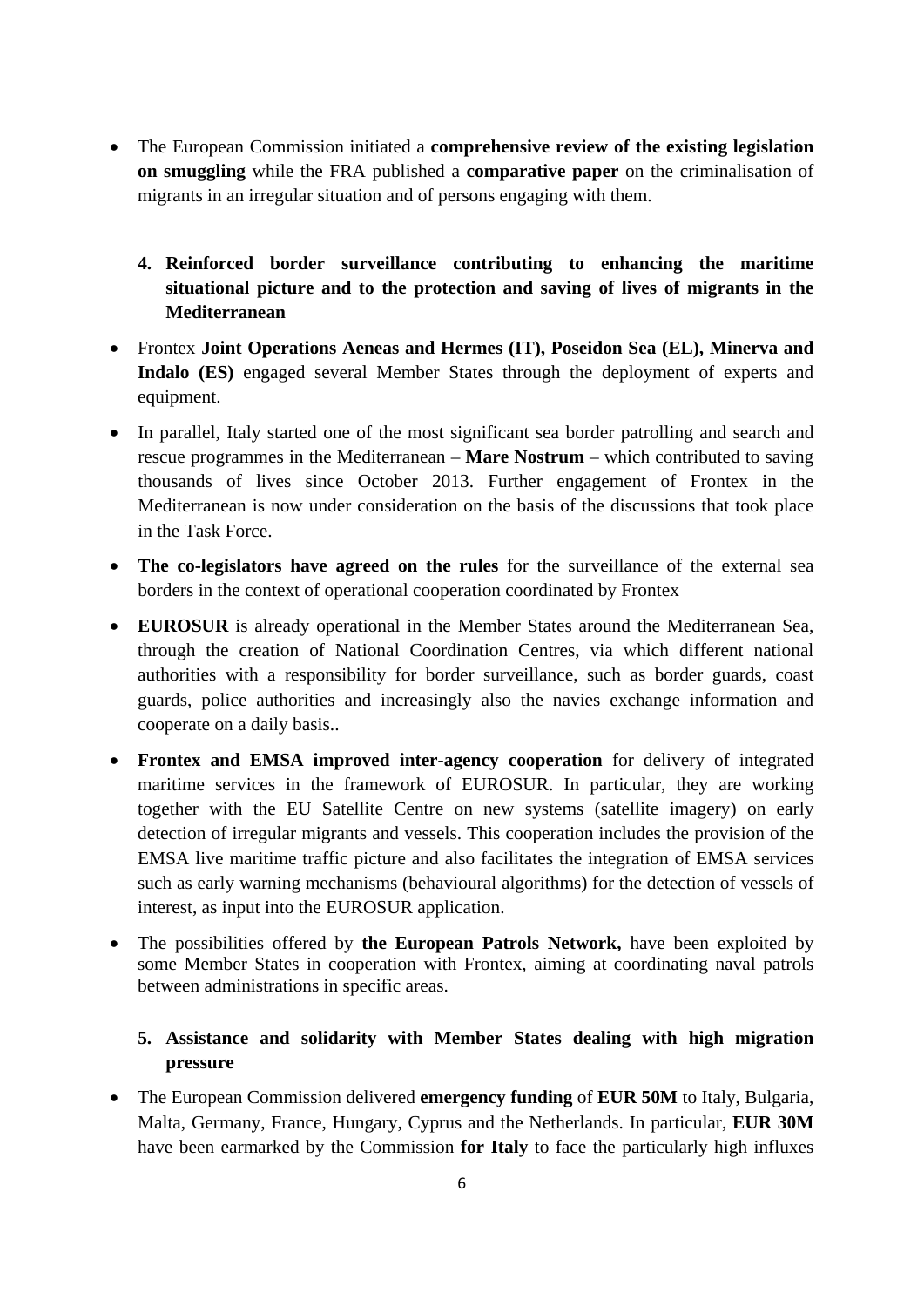- The European Commission initiated a **comprehensive review of the existing legislation on smuggling** while the FRA published a **comparative paper** on the criminalisation of migrants in an irregular situation and of persons engaging with them.

**4. Reinforced border surveillance contributing to enhancing the maritime situational picture and to the protection and saving of lives of migrants in the Mediterranean**

- Frontex **Joint Operations Aeneas and Hermes (IT), Poseidon Sea (EL), Minerva and Indalo (ES)** engaged several Member States through the deployment of experts and equipment.
- In parallel, Italy started one of the most significant sea border patrolling and search and rescue programmes in the Mediterranean – **Mare Nostrum** – which contributed to saving thousands of lives since October 2013. Further engagement of Frontex in the Mediterranean is now under consideration on the basis of the discussions that took place in the Task Force.
- **The co-legislators have agreed on the rules** for the surveillance of the external sea borders in the context of operational cooperation coordinated by Frontex
- **EUROSUR** is already operational in the Member States around the Mediterranean Sea, through the creation of National Coordination Centres, via which different national authorities with a responsibility for border surveillance, such as border guards, coast guards, police authorities and increasingly also the navies exchange information and cooperate on a daily basis..
- **Frontex and EMSA improved inter-agency cooperation** for delivery of integrated maritime services in the framework of EUROSUR. In particular, they are working together with the EU Satellite Centre on new systems (satellite imagery) on early detection of irregular migrants and vessels. This cooperation includes the provision of the EMSA live maritime traffic picture and also facilitates the integration of EMSA services such as early warning mechanisms (behavioural algorithms) for the detection of vessels of interest, as input into the EUROSUR application.
- The possibilities offered by **the European Patrols Network,** have been exploited by some Member States in cooperation with Frontex, aiming at coordinating naval patrols between administrations in specific areas.

**5. Assistance and solidarity with Member States dealing with high migration pressure**

- The European Commission delivered **emergency funding** of **EUR 50M** to Italy, Bulgaria, Malta, Germany, France, Hungary, Cyprus and the Netherlands. In particular, **EUR 30M** have been earmarked by the Commission **for Italy** to face the particularly high influxes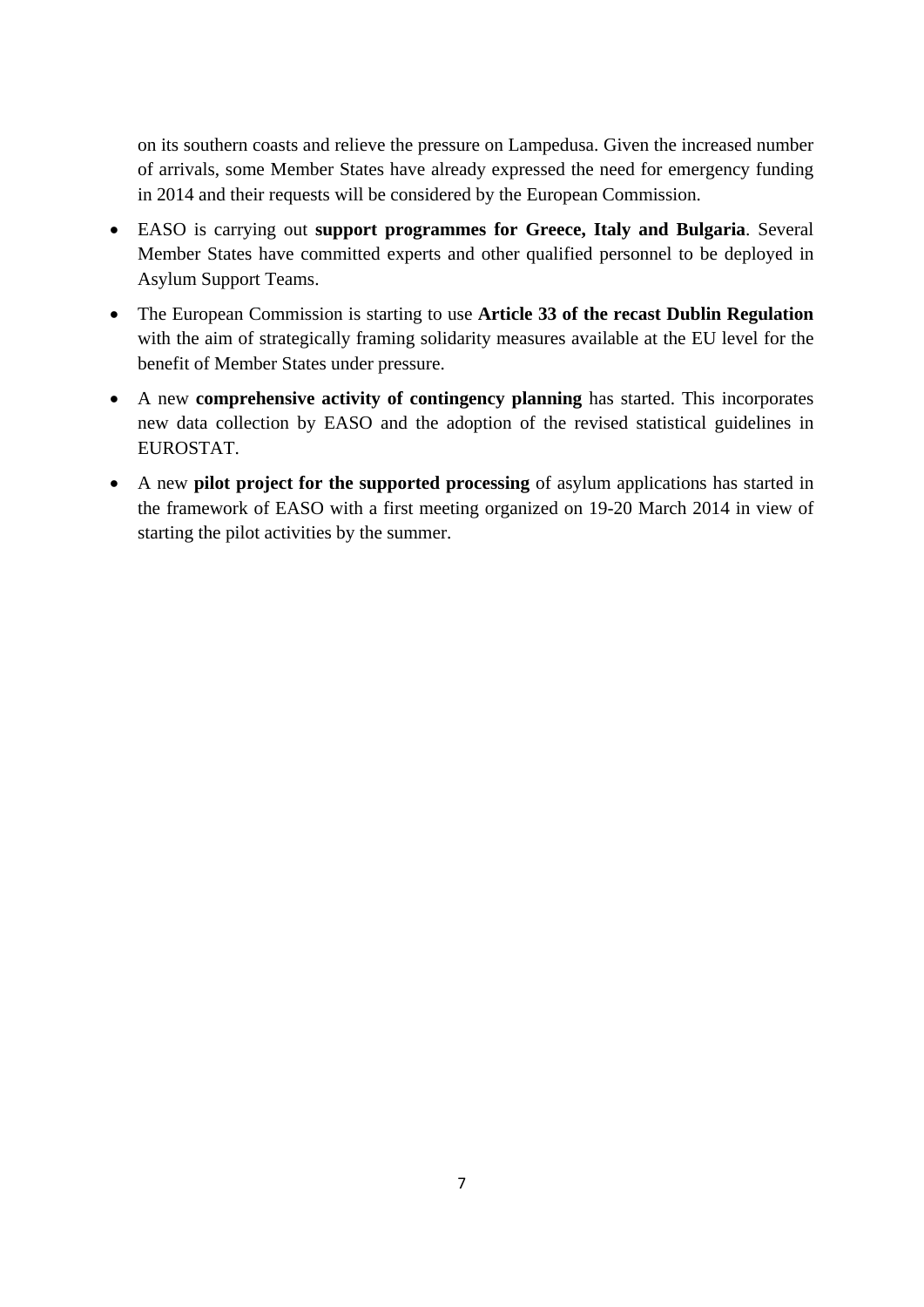on its southern coasts and relieve the pressure on Lampedusa. Given the increased number of arrivals, some Member States have already expressed the need for emergency funding in 2014 and their requests will be considered by the European Commission.

- EASO is carrying out **support programmes for Greece, Italy and Bulgaria**. Several Member States have committed experts and other qualified personnel to be deployed in Asylum Support Teams.
- The European Commission is starting to use **Article 33 of the recast Dublin Regulation** with the aim of strategically framing solidarity measures available at the EU level for the benefit of Member States under pressure.
- A new **comprehensive activity of contingency planning** has started. This incorporates new data collection by EASO and the adoption of the revised statistical guidelines in EUROSTAT.
- A new **pilot project for the supported processing** of asylum applications has started in the framework of EASO with a first meeting organized on 19-20 March 2014 in view of starting the pilot activities by the summer.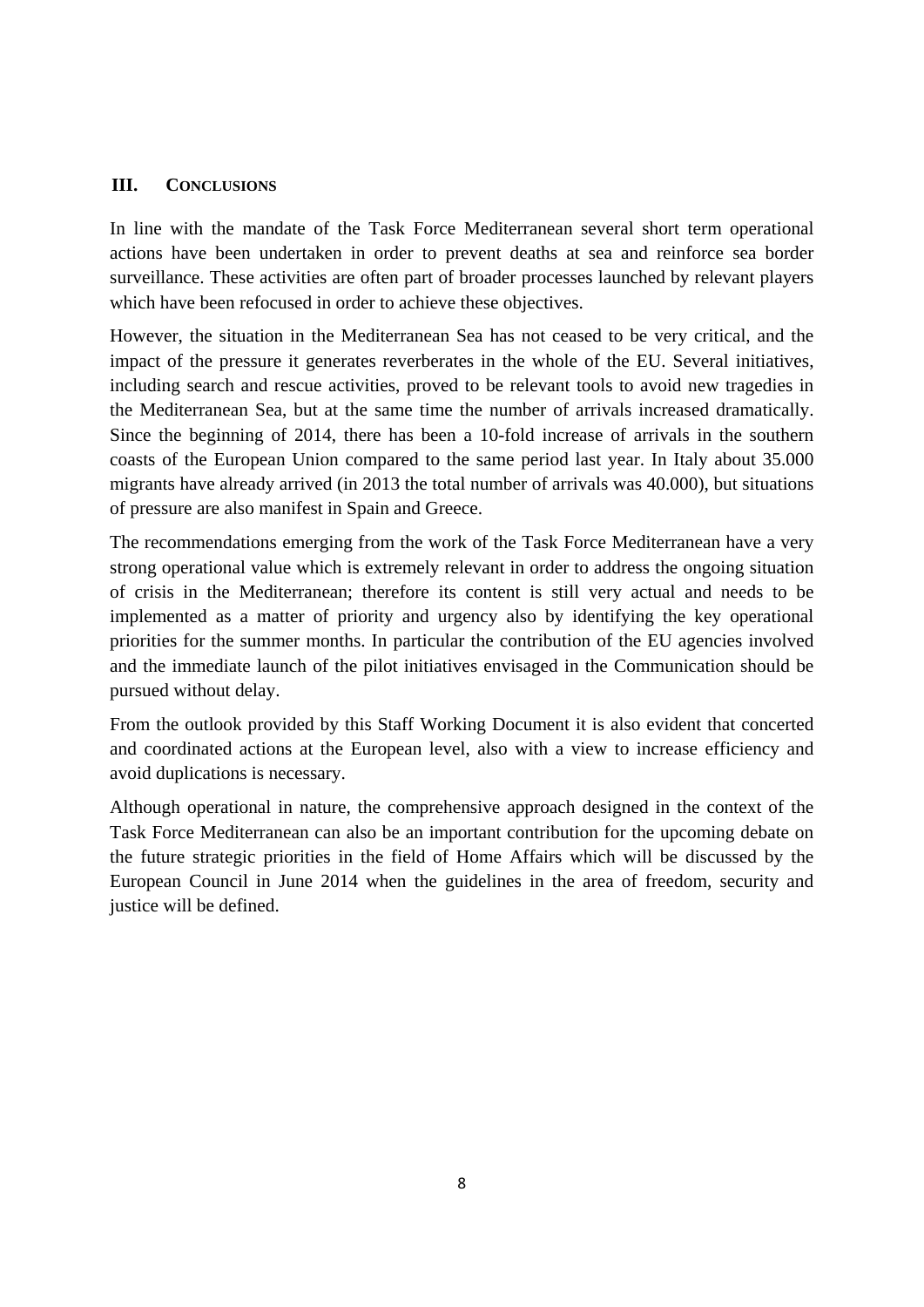## III. CONCLUSIONS

In line with the mandate of the Task Force Mediterranean several short term operational actions have been undertaken in order to prevent deaths at sea and reinforce sea border surveillance. These activities are often part of broader processes launched by relevant players which have been refocused in order to achieve these objectives.

However, the situation in the Mediterranean Sea has not ceased to be very critical, and the impact of the pressure it generates reverberates in the whole of the EU. Several initiatives, including search and rescue activities, proved to be relevant tools to avoid new tragedies in the Mediterranean Sea, but at the same time the number of arrivals increased dramatically. Since the beginning of 2014, there has been a 10-fold increase of arrivals in the southern coasts of the European Union compared to the same period last year. In Italy about 35.000 migrants have already arrived (in 2013 the total number of arrivals was 40.000), but situations of pressure are also manifest in Spain and Greece.

The recommendations emerging from the work of the Task Force Mediterranean have a very strong operational value which is extremely relevant in order to address the ongoing situation of crisis in the Mediterranean; therefore its content is still very actual and needs to be implemented as a matter of priority and urgency also by identifying the key operational priorities for the summer months. In particular the contribution of the EU agencies involved and the immediate launch of the pilot initiatives envisaged in the Communication should be pursued without delay.

From the outlook provided by this Staff Working Document it is also evident that concerted and coordinated actions at the European level, also with a view to increase efficiency and avoid duplications is necessary.

Although operational in nature, the comprehensive approach designed in the context of the Task Force Mediterranean can also be an important contribution for the upcoming debate on the future strategic priorities in the field of Home Affairs which will be discussed by the European Council in June 2014 when the guidelines in the area of freedom, security and justice will be defined.